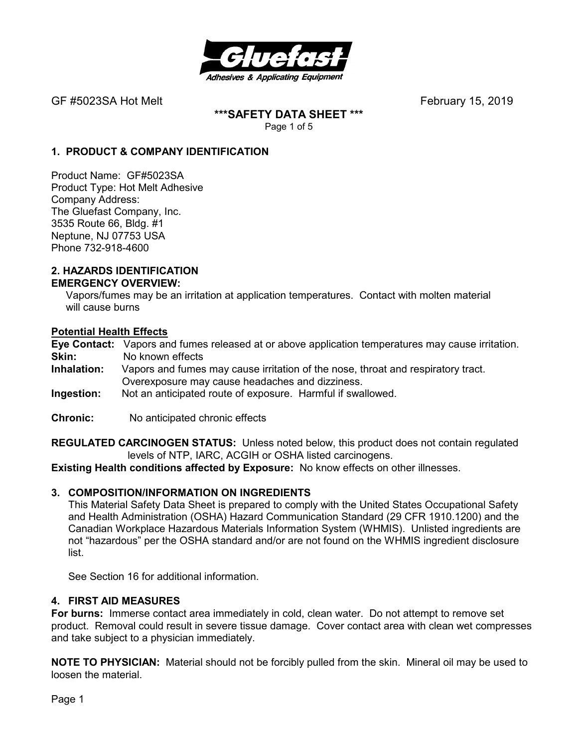GF #5023SA Hot Melt February 15, 2019

**\*\*\*SAFETY DATA SHEET \*\*\***

## 1. PRODUCT & COMPANY IDENTIFICATION

Product Name: GF#5023SA
Product Type: Hot Melt Adhesive
Company Address:
The Gluefast Company, Inc.
3535 Route 66, Bldg. #1
Neptune, NJ 07753 USA
Phone 732-918-4600

## 2. HAZARDS IDENTIFICATION

**EMERGENCY OVERVIEW:**

Vapors/fumes may be an irritation at application temperatures. Contact with molten material will cause burns

**Potential Health Effects**

**Eye Contact:** Vapors and fumes released at or above application temperatures may cause irritation.
**Skin:** No known effects
**Inhalation:** Vapors and fumes may cause irritation of the nose, throat and respiratory tract. Overexposure may cause headaches and dizziness.
**Ingestion:** Not an anticipated route of exposure. Harmful if swallowed.

**Chronic:** No anticipated chronic effects

**REGULATED CARCINOGEN STATUS:** Unless noted below, this product does not contain regulated levels of NTP, IARC, ACGIH or OSHA listed carcinogens.

**Existing Health conditions affected by Exposure:** No know effects on other illnesses.

## 3. COMPOSITION/INFORMATION ON INGREDIENTS

This Material Safety Data Sheet is prepared to comply with the United States Occupational Safety and Health Administration (OSHA) Hazard Communication Standard (29 CFR 1910.1200) and the Canadian Workplace Hazardous Materials Information System (WHMIS). Unlisted ingredients are not "hazardous" per the OSHA standard and/or are not found on the WHMIS ingredient disclosure list.

See Section 16 for additional information.

## 4. FIRST AID MEASURES

**For burns:** Immerse contact area immediately in cold, clean water. Do not attempt to remove set product. Removal could result in severe tissue damage. Cover contact area with clean wet compresses and take subject to a physician immediately.

**NOTE TO PHYSICIAN:** Material should not be forcibly pulled from the skin. Mineral oil may be used to loosen the material.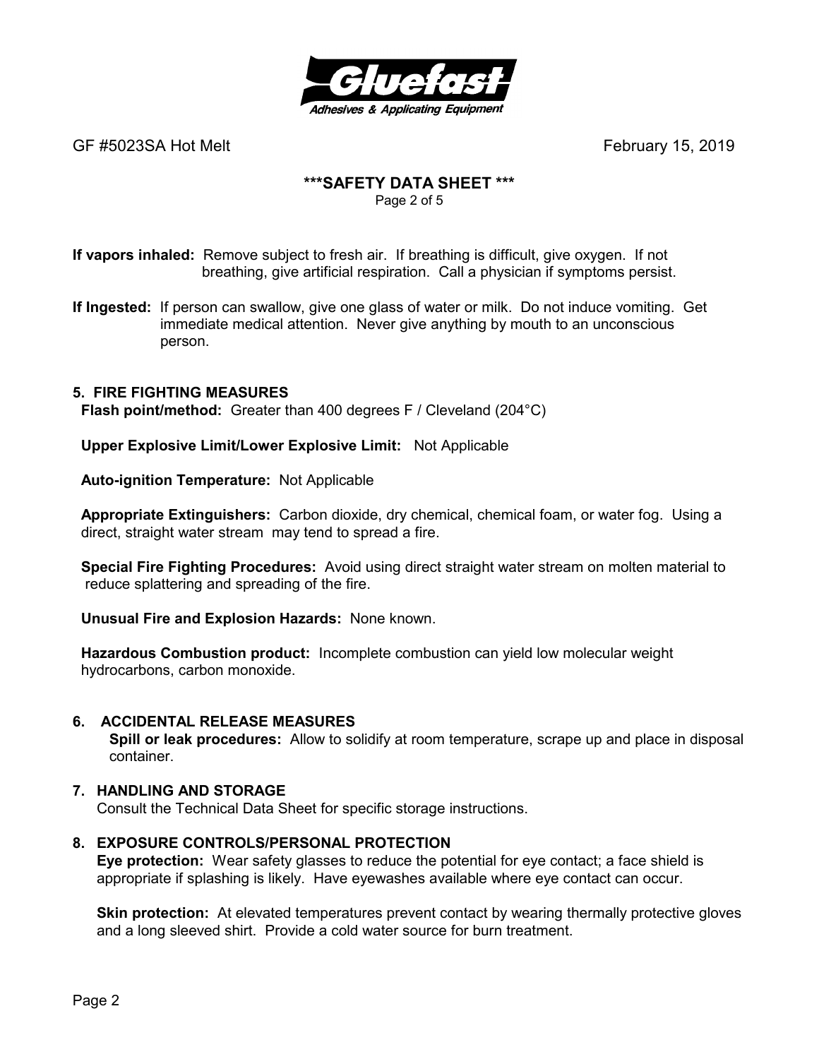**If vapors inhaled:** Remove subject to fresh air. If breathing is difficult, give oxygen. If not breathing, give artificial respiration. Call a physician if symptoms persist.

**If Ingested:** If person can swallow, give one glass of water or milk. Do not induce vomiting. Get immediate medical attention. Never give anything by mouth to an unconscious person.

## 5. FIRE FIGHTING MEASURES

**Flash point/method:** Greater than 400 degrees F / Cleveland (204°C)

**Upper Explosive Limit/Lower Explosive Limit:** Not Applicable

**Auto-ignition Temperature:** Not Applicable

**Appropriate Extinguishers:** Carbon dioxide, dry chemical, chemical foam, or water fog. Using a direct, straight water stream may tend to spread a fire.

**Special Fire Fighting Procedures:** Avoid using direct straight water stream on molten material to reduce splattering and spreading of the fire.

**Unusual Fire and Explosion Hazards:** None known.

**Hazardous Combustion product:** Incomplete combustion can yield low molecular weight hydrocarbons, carbon monoxide.

## 6. ACCIDENTAL RELEASE MEASURES

**Spill or leak procedures:** Allow to solidify at room temperature, scrape up and place in disposal container.

## 7. HANDLING AND STORAGE

Consult the Technical Data Sheet for specific storage instructions.

## 8. EXPOSURE CONTROLS/PERSONAL PROTECTION

**Eye protection:** Wear safety glasses to reduce the potential for eye contact; a face shield is appropriate if splashing is likely. Have eyewashes available where eye contact can occur.

**Skin protection:** At elevated temperatures prevent contact by wearing thermally protective gloves and a long sleeved shirt. Provide a cold water source for burn treatment.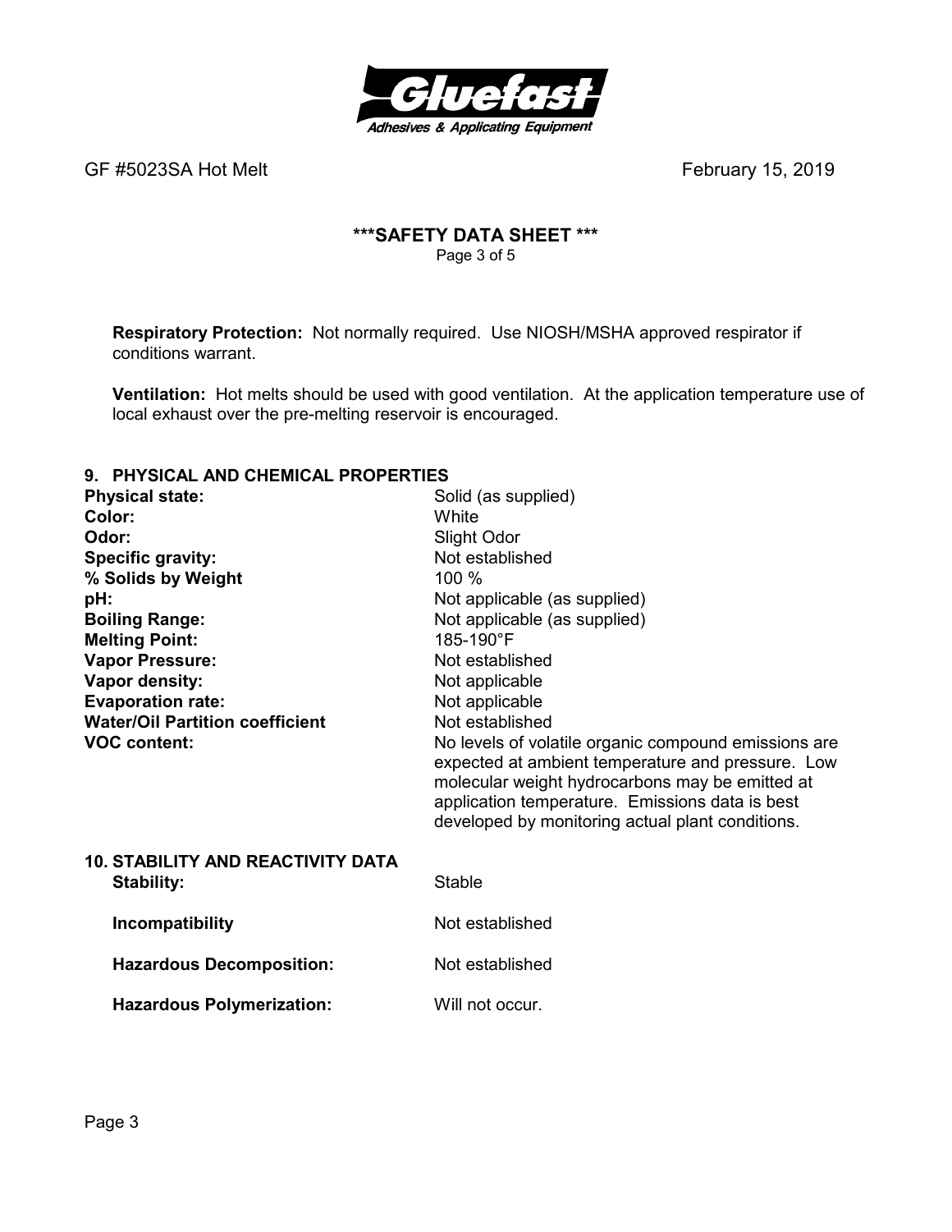**Respiratory Protection:** Not normally required. Use NIOSH/MSHA approved respirator if conditions warrant.

**Ventilation:** Hot melts should be used with good ventilation. At the application temperature use of local exhaust over the pre-melting reservoir is encouraged.

## 9. PHYSICAL AND CHEMICAL PROPERTIES

| | |
|---|---|
| **Physical state:** | Solid (as supplied) |
| **Color:** | White |
| **Odor:** | Slight Odor |
| **Specific gravity:** | Not established |
| **% Solids by Weight** | 100 % |
| **pH:** | Not applicable (as supplied) |
| **Boiling Range:** | Not applicable (as supplied) |
| **Melting Point:** | 185-190°F |
| **Vapor Pressure:** | Not established |
| **Vapor density:** | Not applicable |
| **Evaporation rate:** | Not applicable |
| **Water/Oil Partition coefficient** | Not established |
| **VOC content:** | No levels of volatile organic compound emissions are expected at ambient temperature and pressure. Low molecular weight hydrocarbons may be emitted at application temperature. Emissions data is best developed by monitoring actual plant conditions. |

## 10. STABILITY AND REACTIVITY DATA

| | |
|---|---|
| **Stability:** | Stable |
| **Incompatibility** | Not established |
| **Hazardous Decomposition:** | Not established |
| **Hazardous Polymerization:** | Will not occur. |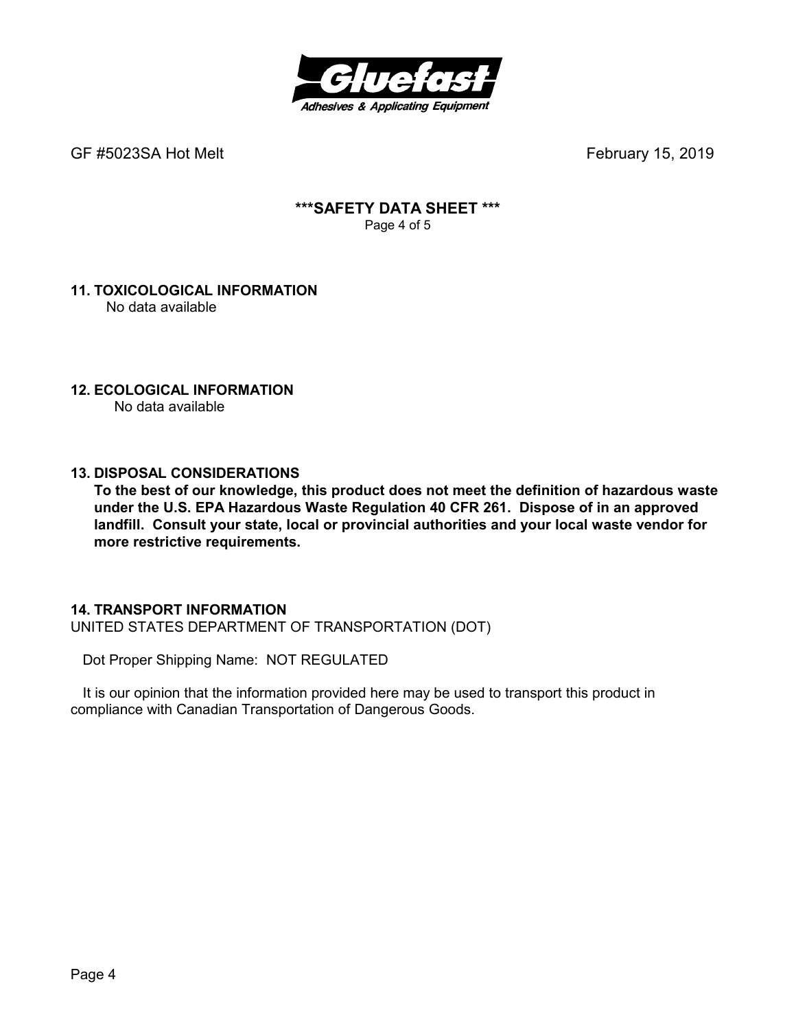## 11. TOXICOLOGICAL INFORMATION

No data available

## 12. ECOLOGICAL INFORMATION

No data available

## 13. DISPOSAL CONSIDERATIONS

**To the best of our knowledge, this product does not meet the definition of hazardous waste under the U.S. EPA Hazardous Waste Regulation 40 CFR 261. Dispose of in an approved landfill. Consult your state, local or provincial authorities and your local waste vendor for more restrictive requirements.**

## 14. TRANSPORT INFORMATION

UNITED STATES DEPARTMENT OF TRANSPORTATION (DOT)

Dot Proper Shipping Name: NOT REGULATED

It is our opinion that the information provided here may be used to transport this product in compliance with Canadian Transportation of Dangerous Goods.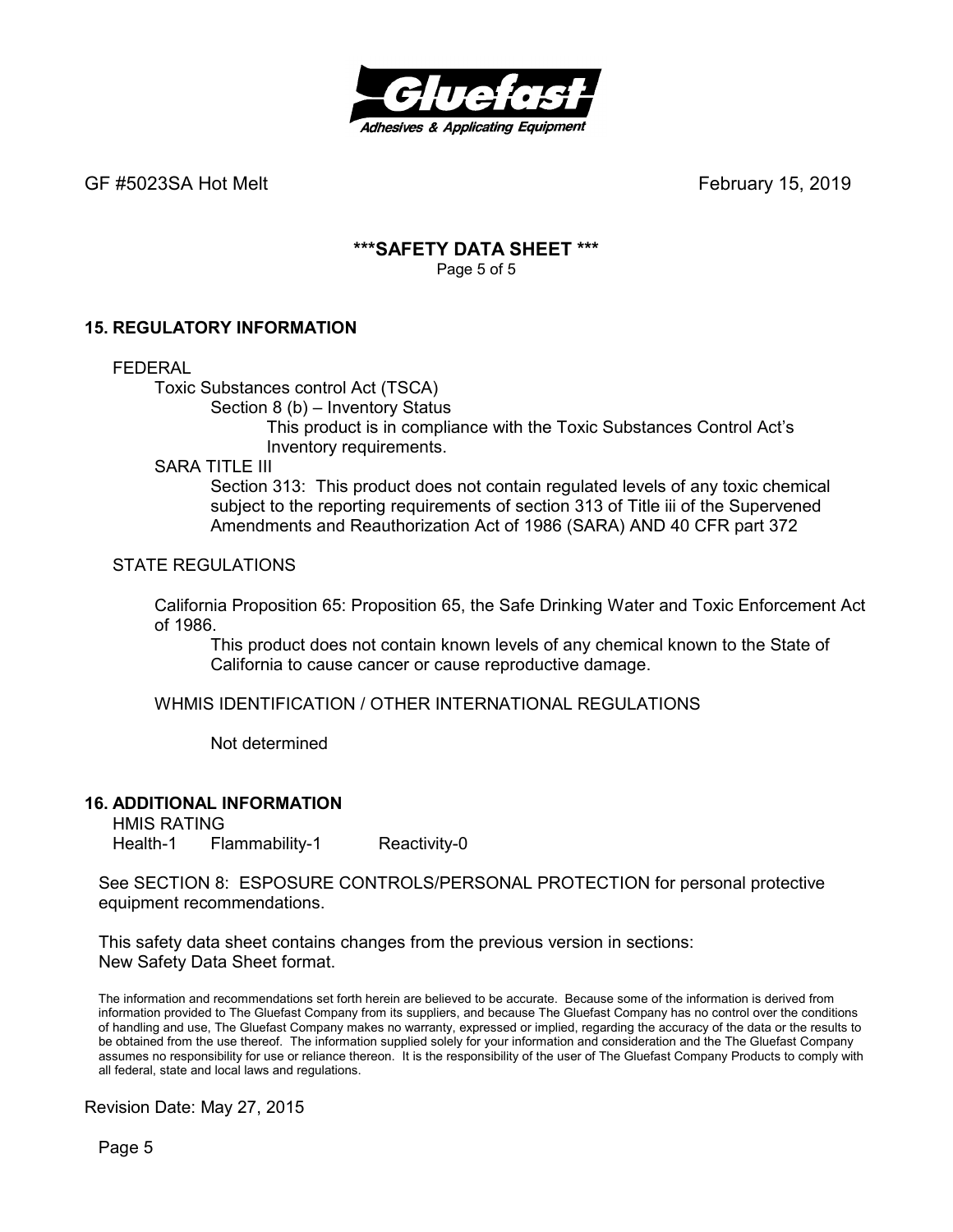## 15. REGULATORY INFORMATION

FEDERAL

Toxic Substances control Act (TSCA)

Section 8 (b) – Inventory Status

This product is in compliance with the Toxic Substances Control Act's Inventory requirements.

SARA TITLE III

Section 313: This product does not contain regulated levels of any toxic chemical subject to the reporting requirements of section 313 of Title iii of the Supervened Amendments and Reauthorization Act of 1986 (SARA) AND 40 CFR part 372

STATE REGULATIONS

California Proposition 65: Proposition 65, the Safe Drinking Water and Toxic Enforcement Act of 1986.

This product does not contain known levels of any chemical known to the State of California to cause cancer or cause reproductive damage.

WHMIS IDENTIFICATION / OTHER INTERNATIONAL REGULATIONS

Not determined

## 16. ADDITIONAL INFORMATION

HMIS RATING

Health-1 Flammability-1 Reactivity-0

See SECTION 8: ESPOSURE CONTROLS/PERSONAL PROTECTION for personal protective equipment recommendations.

This safety data sheet contains changes from the previous version in sections:
New Safety Data Sheet format.

The information and recommendations set forth herein are believed to be accurate. Because some of the information is derived from information provided to The Gluefast Company from its suppliers, and because The Gluefast Company has no control over the conditions of handling and use, The Gluefast Company makes no warranty, expressed or implied, regarding the accuracy of the data or the results to be obtained from the use thereof. The information supplied solely for your information and consideration and the The Gluefast Company assumes no responsibility for use or reliance thereon. It is the responsibility of the user of The Gluefast Company Products to comply with all federal, state and local laws and regulations.

Revision Date: May 27, 2015